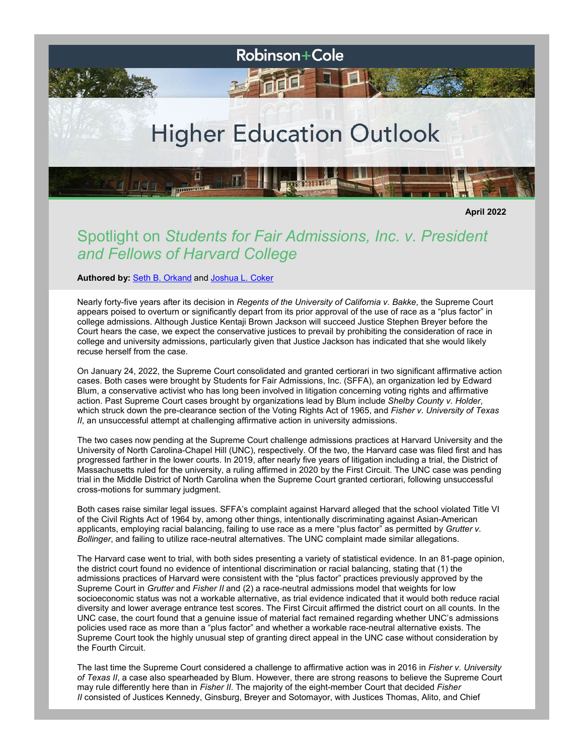Robinson+Cole

# Higher Education Outlook

**April 2022**

## Spotlight on *Students for Fair Admissions, Inc. v. President and Fellows of Harvard College*

**Authored by:** [Seth B. Orkand]() and [Joshua L. Coker]()

Nearly forty-five years after its decision in *Regents of the University of California v. Bakke*, the Supreme Court appears poised to overturn or significantly depart from its prior approval of the use of race as a "plus factor" in college admissions. Although Justice Kentaji Brown Jackson will succeed Justice Stephen Breyer before the Court hears the case, we expect the conservative justices to prevail by prohibiting the consideration of race in college and university admissions, particularly given that Justice Jackson has indicated that she would likely recuse herself from the case.

On January 24, 2022, the Supreme Court consolidated and granted certiorari in two significant affirmative action cases. Both cases were brought by Students for Fair Admissions, Inc. (SFFA), an organization led by Edward Blum, a conservative activist who has long been involved in litigation concerning voting rights and affirmative action. Past Supreme Court cases brought by organizations lead by Blum include *Shelby County v. Holder*, which struck down the pre-clearance section of the Voting Rights Act of 1965, and *Fisher v. University of Texas II*, an unsuccessful attempt at challenging affirmative action in university admissions.

The two cases now pending at the Supreme Court challenge admissions practices at Harvard University and the University of North Carolina-Chapel Hill (UNC), respectively. Of the two, the Harvard case was filed first and has progressed farther in the lower courts. In 2019, after nearly five years of litigation including a trial, the District of Massachusetts ruled for the university, a ruling affirmed in 2020 by the First Circuit. The UNC case was pending trial in the Middle District of North Carolina when the Supreme Court granted certiorari, following unsuccessful cross-motions for summary judgment.

Both cases raise similar legal issues. SFFA's complaint against Harvard alleged that the school violated Title VI of the Civil Rights Act of 1964 by, among other things, intentionally discriminating against Asian-American applicants, employing racial balancing, failing to use race as a mere "plus factor" as permitted by *Grutter v. Bollinger*, and failing to utilize race-neutral alternatives. The UNC complaint made similar allegations.

The Harvard case went to trial, with both sides presenting a variety of statistical evidence. In an 81-page opinion, the district court found no evidence of intentional discrimination or racial balancing, stating that (1) the admissions practices of Harvard were consistent with the "plus factor" practices previously approved by the Supreme Court in *Grutter* and *Fisher II* and (2) a race-neutral admissions model that weights for low socioeconomic status was not a workable alternative, as trial evidence indicated that it would both reduce racial diversity and lower average entrance test scores. The First Circuit affirmed the district court on all counts. In the UNC case, the court found that a genuine issue of material fact remained regarding whether UNC's admissions policies used race as more than a "plus factor" and whether a workable race-neutral alternative exists. The Supreme Court took the highly unusual step of granting direct appeal in the UNC case without consideration by the Fourth Circuit.

The last time the Supreme Court considered a challenge to affirmative action was in 2016 in *Fisher v. University of Texas II*, a case also spearheaded by Blum. However, there are strong reasons to believe the Supreme Court may rule differently here than in *Fisher II*. The majority of the eight-member Court that decided *Fisher II* consisted of Justices Kennedy, Ginsburg, Breyer and Sotomayor, with Justices Thomas, Alito, and Chief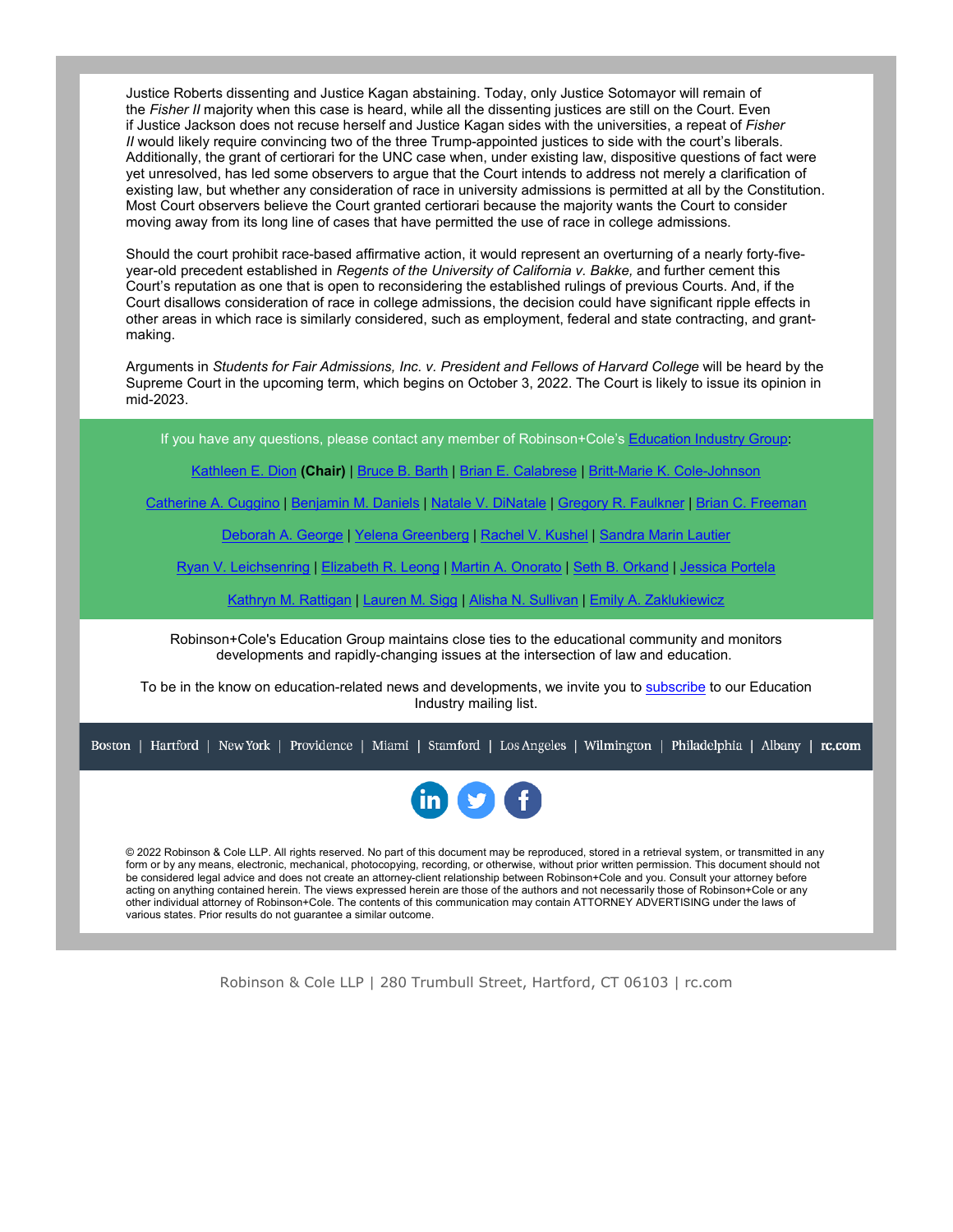Justice Roberts dissenting and Justice Kagan abstaining. Today, only Justice Sotomayor will remain of the *Fisher II* majority when this case is heard, while all the dissenting justices are still on the Court. Even if Justice Jackson does not recuse herself and Justice Kagan sides with the universities, a repeat of *Fisher II* would likely require convincing two of the three Trump-appointed justices to side with the court's liberals. Additionally, the grant of certiorari for the UNC case when, under existing law, dispositive questions of fact were yet unresolved, has led some observers to argue that the Court intends to address not merely a clarification of existing law, but whether any consideration of race in university admissions is permitted at all by the Constitution. Most Court observers believe the Court granted certiorari because the majority wants the Court to consider moving away from its long line of cases that have permitted the use of race in college admissions.

Should the court prohibit race-based affirmative action, it would represent an overturning of a nearly forty-five-year-old precedent established in *Regents of the University of California v. Bakke,* and further cement this Court's reputation as one that is open to reconsidering the established rulings of previous Courts. And, if the Court disallows consideration of race in college admissions, the decision could have significant ripple effects in other areas in which race is similarly considered, such as employment, federal and state contracting, and grant-making.

Arguments in *Students for Fair Admissions, Inc. v. President and Fellows of Harvard College* will be heard by the Supreme Court in the upcoming term, which begins on October 3, 2022. The Court is likely to issue its opinion in mid-2023.

If you have any questions, please contact any member of Robinson+Cole's Education Industry Group:

Kathleen E. Dion **(Chair)** | Bruce B. Barth | Brian E. Calabrese | Britt-Marie K. Cole-Johnson

Catherine A. Cuggino | Benjamin M. Daniels | Natale V. DiNatale | Gregory R. Faulkner | Brian C. Freeman

Deborah A. George | Yelena Greenberg | Rachel V. Kushel | Sandra Marin Lautier

Ryan V. Leichsenring | Elizabeth R. Leong | Martin A. Onorato | Seth B. Orkand | Jessica Portela

Kathryn M. Rattigan | Lauren M. Sigg | Alisha N. Sullivan | Emily A. Zaklukiewicz

Robinson+Cole's Education Group maintains close ties to the educational community and monitors developments and rapidly-changing issues at the intersection of law and education.

To be in the know on education-related news and developments, we invite you to subscribe to our Education Industry mailing list.

Boston | Hartford | New York | Providence | Miami | Stamford | Los Angeles | Wilmington | Philadelphia | Albany | rc.com

© 2022 Robinson & Cole LLP. All rights reserved. No part of this document may be reproduced, stored in a retrieval system, or transmitted in any form or by any means, electronic, mechanical, photocopying, recording, or otherwise, without prior written permission. This document should not be considered legal advice and does not create an attorney-client relationship between Robinson+Cole and you. Consult your attorney before acting on anything contained herein. The views expressed herein are those of the authors and not necessarily those of Robinson+Cole or any other individual attorney of Robinson+Cole. The contents of this communication may contain ATTORNEY ADVERTISING under the laws of various states. Prior results do not guarantee a similar outcome.

Robinson & Cole LLP | 280 Trumbull Street, Hartford, CT 06103 | rc.com